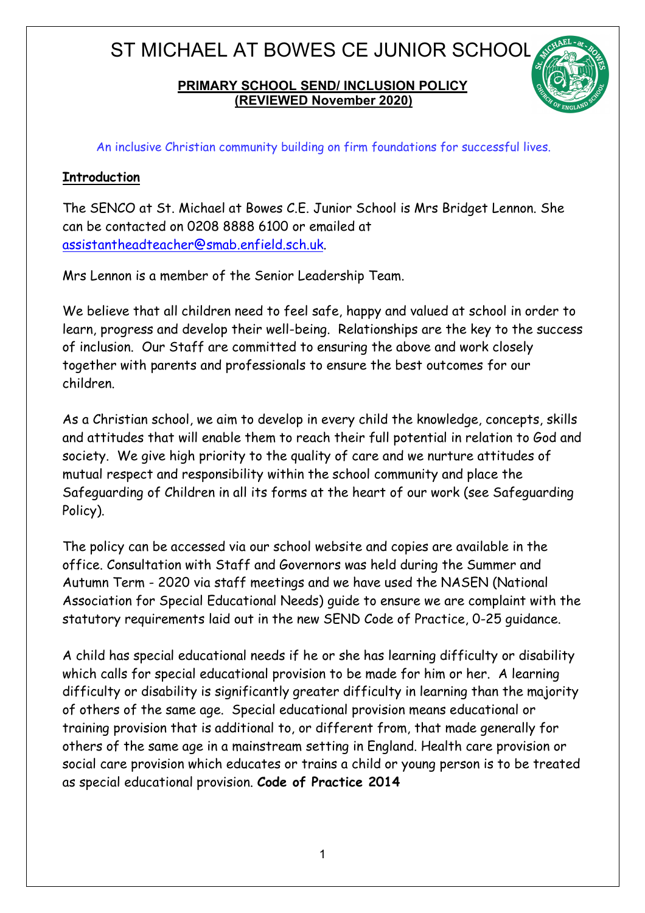# ST MICHAEL AT BOWES CE JUNIOR SCHOOL

**PRIMARY SCHOOL SEND/ INCLUSION POLICY**
**(REVIEWED November 2020)**

An inclusive Christian community building on firm foundations for successful lives.

## Introduction

The SENCO at St. Michael at Bowes C.E. Junior School is Mrs Bridget Lennon. She can be contacted on 0208 8888 6100 or emailed at assistantheadteacher@smab.enfield.sch.uk.

Mrs Lennon is a member of the Senior Leadership Team.

We believe that all children need to feel safe, happy and valued at school in order to learn, progress and develop their well-being. Relationships are the key to the success of inclusion. Our Staff are committed to ensuring the above and work closely together with parents and professionals to ensure the best outcomes for our children.

As a Christian school, we aim to develop in every child the knowledge, concepts, skills and attitudes that will enable them to reach their full potential in relation to God and society. We give high priority to the quality of care and we nurture attitudes of mutual respect and responsibility within the school community and place the Safeguarding of Children in all its forms at the heart of our work (see Safeguarding Policy).

The policy can be accessed via our school website and copies are available in the office. Consultation with Staff and Governors was held during the Summer and Autumn Term - 2020 via staff meetings and we have used the NASEN (National Association for Special Educational Needs) guide to ensure we are complaint with the statutory requirements laid out in the new SEND Code of Practice, 0-25 guidance.

A child has special educational needs if he or she has learning difficulty or disability which calls for special educational provision to be made for him or her. A learning difficulty or disability is significantly greater difficulty in learning than the majority of others of the same age. Special educational provision means educational or training provision that is additional to, or different from, that made generally for others of the same age in a mainstream setting in England. Health care provision or social care provision which educates or trains a child or young person is to be treated as special educational provision. **Code of Practice 2014**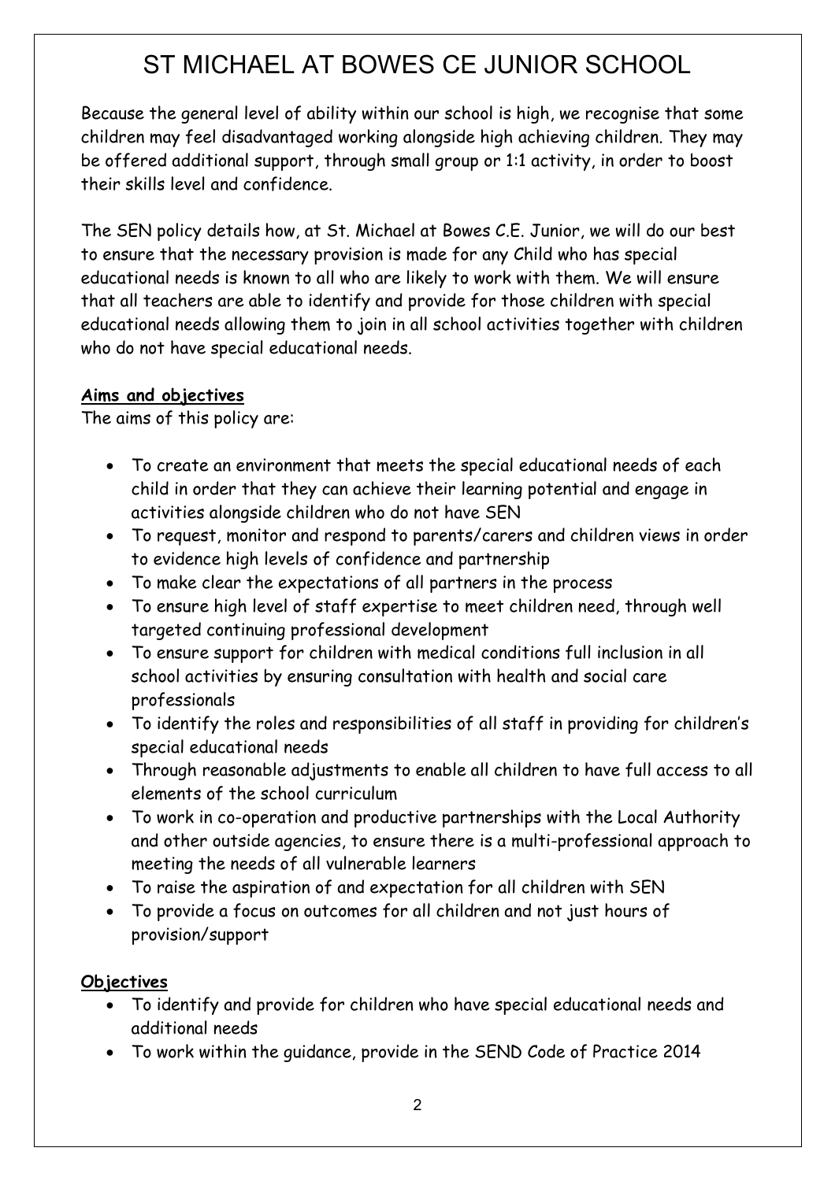# ST MICHAEL AT BOWES CE JUNIOR SCHOOL

Because the general level of ability within our school is high, we recognise that some children may feel disadvantaged working alongside high achieving children. They may be offered additional support, through small group or 1:1 activity, in order to boost their skills level and confidence.

The SEN policy details how, at St. Michael at Bowes C.E. Junior, we will do our best to ensure that the necessary provision is made for any Child who has special educational needs is known to all who are likely to work with them. We will ensure that all teachers are able to identify and provide for those children with special educational needs allowing them to join in all school activities together with children who do not have special educational needs.

**Aims and objectives**

The aims of this policy are:

- To create an environment that meets the special educational needs of each child in order that they can achieve their learning potential and engage in activities alongside children who do not have SEN
- To request, monitor and respond to parents/carers and children views in order to evidence high levels of confidence and partnership
- To make clear the expectations of all partners in the process
- To ensure high level of staff expertise to meet children need, through well targeted continuing professional development
- To ensure support for children with medical conditions full inclusion in all school activities by ensuring consultation with health and social care professionals
- To identify the roles and responsibilities of all staff in providing for children's special educational needs
- Through reasonable adjustments to enable all children to have full access to all elements of the school curriculum
- To work in co-operation and productive partnerships with the Local Authority and other outside agencies, to ensure there is a multi-professional approach to meeting the needs of all vulnerable learners
- To raise the aspiration of and expectation for all children with SEN
- To provide a focus on outcomes for all children and not just hours of provision/support

**Objectives**

- To identify and provide for children who have special educational needs and additional needs
- To work within the guidance, provide in the SEND Code of Practice 2014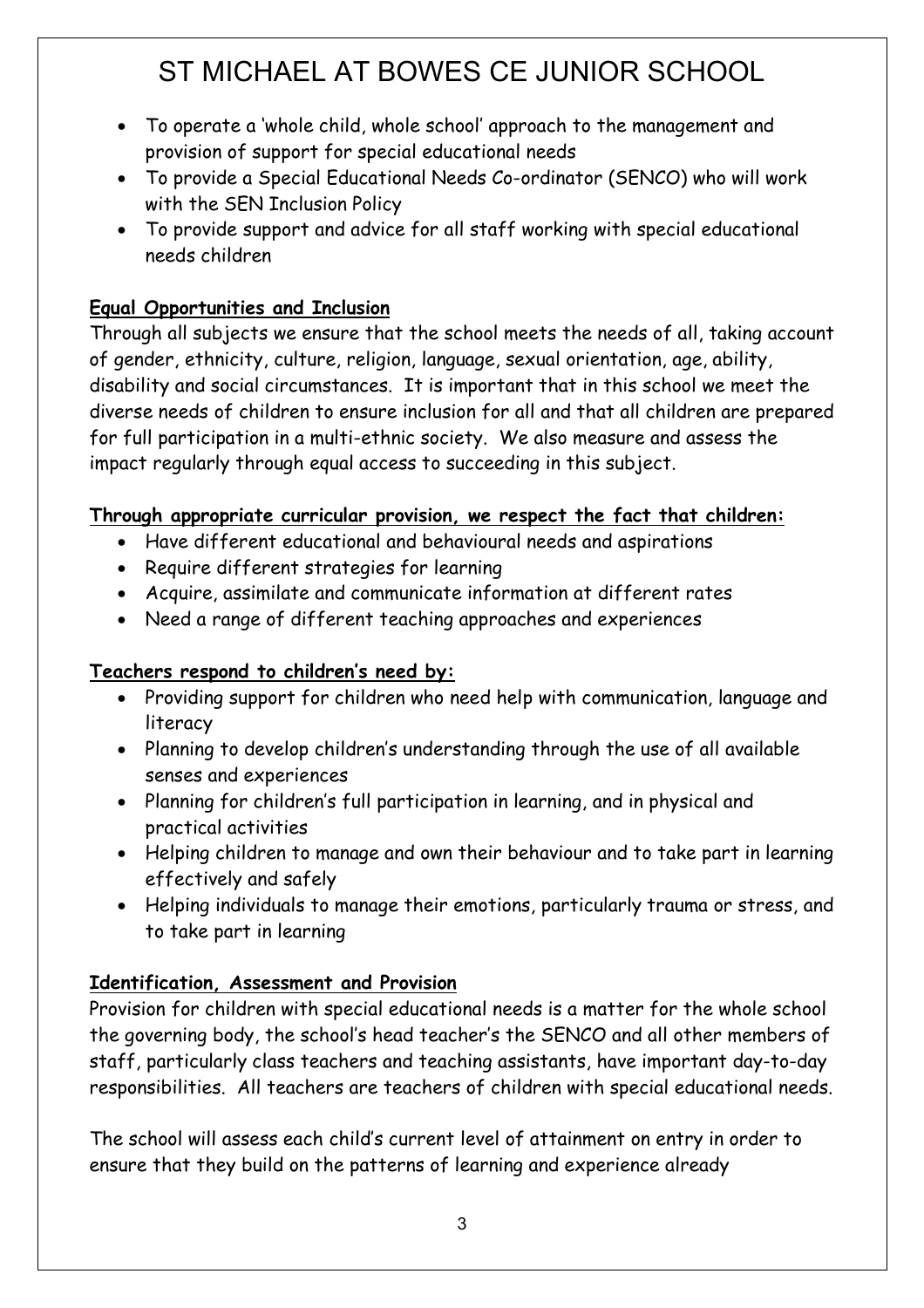- To operate a 'whole child, whole school' approach to the management and provision of support for special educational needs
- To provide a Special Educational Needs Co-ordinator (SENCO) who will work with the SEN Inclusion Policy
- To provide support and advice for all staff working with special educational needs children

**Equal Opportunities and Inclusion**

Through all subjects we ensure that the school meets the needs of all, taking account of gender, ethnicity, culture, religion, language, sexual orientation, age, ability, disability and social circumstances. It is important that in this school we meet the diverse needs of children to ensure inclusion for all and that all children are prepared for full participation in a multi-ethnic society. We also measure and assess the impact regularly through equal access to succeeding in this subject.

**Through appropriate curricular provision, we respect the fact that children:**

- Have different educational and behavioural needs and aspirations
- Require different strategies for learning
- Acquire, assimilate and communicate information at different rates
- Need a range of different teaching approaches and experiences

**Teachers respond to children's need by:**

- Providing support for children who need help with communication, language and literacy
- Planning to develop children's understanding through the use of all available senses and experiences
- Planning for children's full participation in learning, and in physical and practical activities
- Helping children to manage and own their behaviour and to take part in learning effectively and safely
- Helping individuals to manage their emotions, particularly trauma or stress, and to take part in learning

**Identification, Assessment and Provision**

Provision for children with special educational needs is a matter for the whole school the governing body, the school's head teacher's the SENCO and all other members of staff, particularly class teachers and teaching assistants, have important day-to-day responsibilities. All teachers are teachers of children with special educational needs.

The school will assess each child's current level of attainment on entry in order to ensure that they build on the patterns of learning and experience already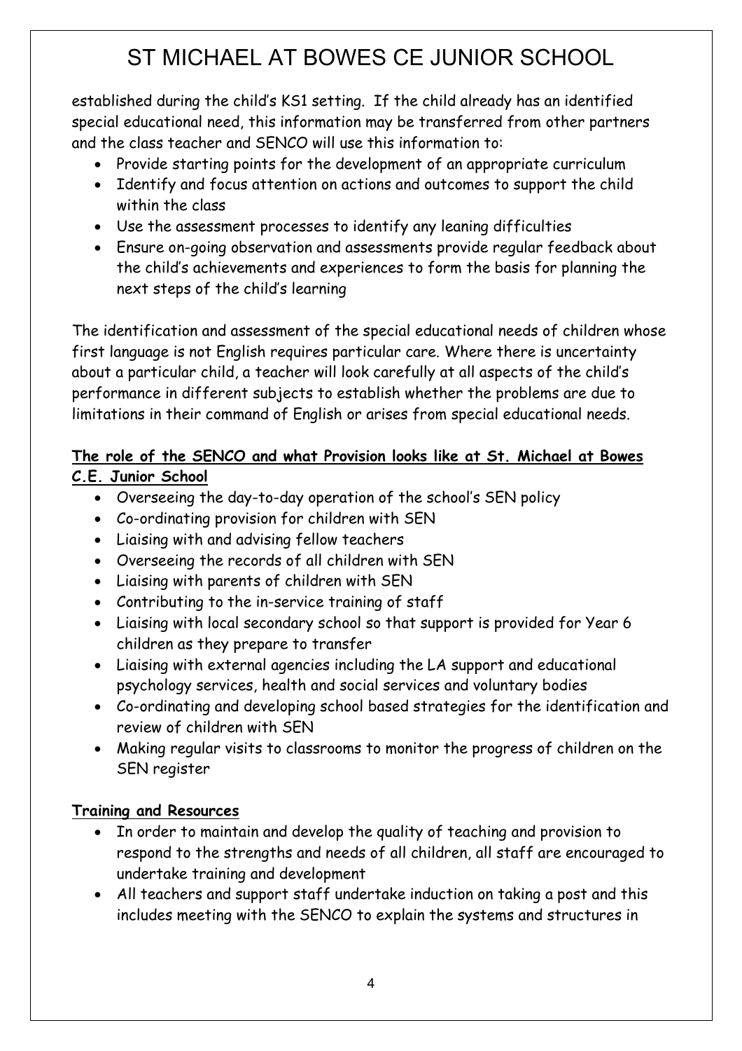established during the child's KS1 setting. If the child already has an identified special educational need, this information may be transferred from other partners and the class teacher and SENCO will use this information to:

- Provide starting points for the development of an appropriate curriculum
- Identify and focus attention on actions and outcomes to support the child within the class
- Use the assessment processes to identify any leaning difficulties
- Ensure on-going observation and assessments provide regular feedback about the child's achievements and experiences to form the basis for planning the next steps of the child's learning

The identification and assessment of the special educational needs of children whose first language is not English requires particular care. Where there is uncertainty about a particular child, a teacher will look carefully at all aspects of the child's performance in different subjects to establish whether the problems are due to limitations in their command of English or arises from special educational needs.

**The role of the SENCO and what Provision looks like at St. Michael at Bowes C.E. Junior School**

- Overseeing the day-to-day operation of the school's SEN policy
- Co-ordinating provision for children with SEN
- Liaising with and advising fellow teachers
- Overseeing the records of all children with SEN
- Liaising with parents of children with SEN
- Contributing to the in-service training of staff
- Liaising with local secondary school so that support is provided for Year 6 children as they prepare to transfer
- Liaising with external agencies including the LA support and educational psychology services, health and social services and voluntary bodies
- Co-ordinating and developing school based strategies for the identification and review of children with SEN
- Making regular visits to classrooms to monitor the progress of children on the SEN register

**Training and Resources**

- In order to maintain and develop the quality of teaching and provision to respond to the strengths and needs of all children, all staff are encouraged to undertake training and development
- All teachers and support staff undertake induction on taking a post and this includes meeting with the SENCO to explain the systems and structures in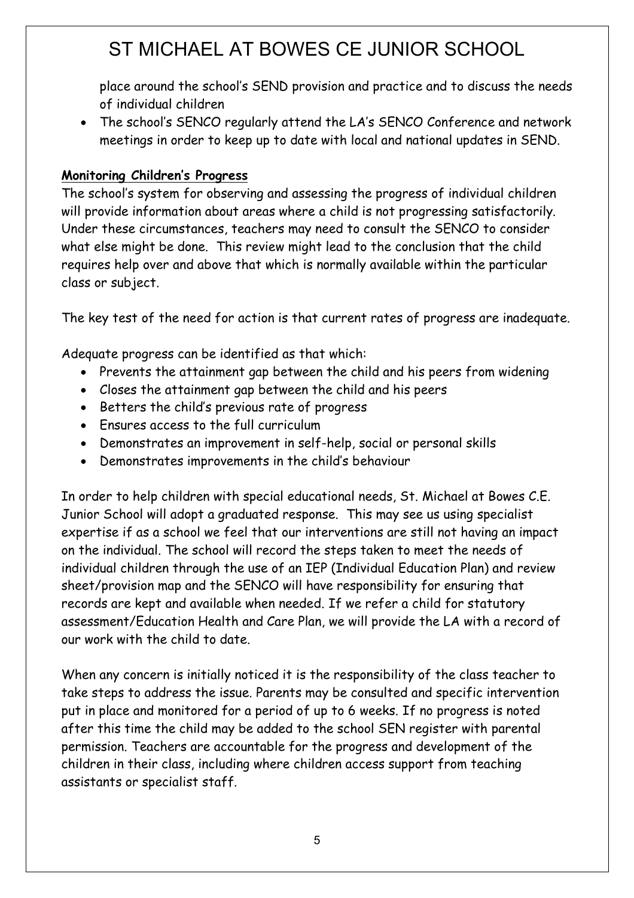place around the school's SEND provision and practice and to discuss the needs of individual children

- The school's SENCO regularly attend the LA's SENCO Conference and network meetings in order to keep up to date with local and national updates in SEND.

**Monitoring Children's Progress**

The school's system for observing and assessing the progress of individual children will provide information about areas where a child is not progressing satisfactorily. Under these circumstances, teachers may need to consult the SENCO to consider what else might be done. This review might lead to the conclusion that the child requires help over and above that which is normally available within the particular class or subject.

The key test of the need for action is that current rates of progress are inadequate.

Adequate progress can be identified as that which:

- Prevents the attainment gap between the child and his peers from widening
- Closes the attainment gap between the child and his peers
- Betters the child's previous rate of progress
- Ensures access to the full curriculum
- Demonstrates an improvement in self-help, social or personal skills
- Demonstrates improvements in the child's behaviour

In order to help children with special educational needs, St. Michael at Bowes C.E. Junior School will adopt a graduated response. This may see us using specialist expertise if as a school we feel that our interventions are still not having an impact on the individual. The school will record the steps taken to meet the needs of individual children through the use of an IEP (Individual Education Plan) and review sheet/provision map and the SENCO will have responsibility for ensuring that records are kept and available when needed. If we refer a child for statutory assessment/Education Health and Care Plan, we will provide the LA with a record of our work with the child to date.

When any concern is initially noticed it is the responsibility of the class teacher to take steps to address the issue. Parents may be consulted and specific intervention put in place and monitored for a period of up to 6 weeks. If no progress is noted after this time the child may be added to the school SEN register with parental permission. Teachers are accountable for the progress and development of the children in their class, including where children access support from teaching assistants or specialist staff.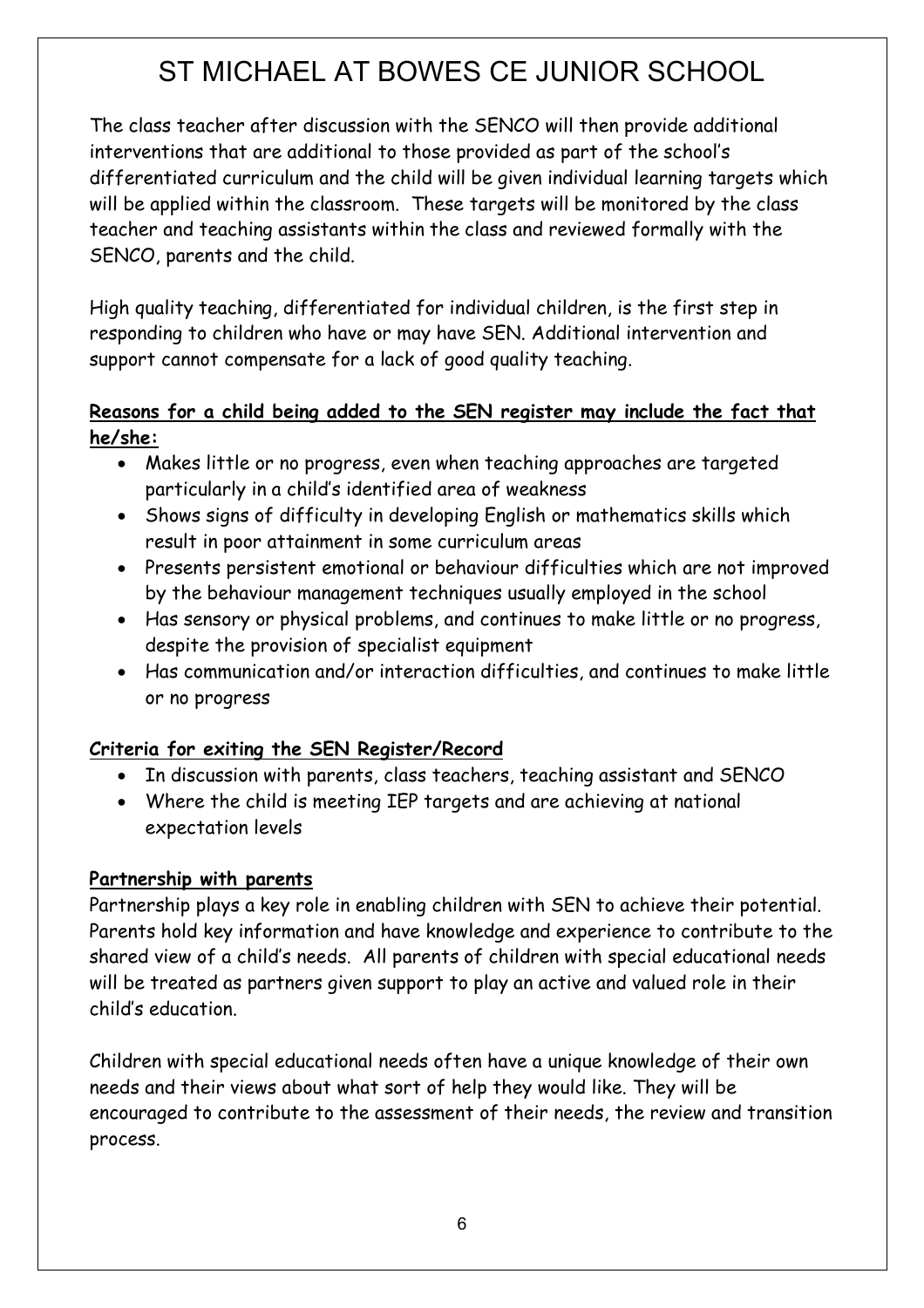The class teacher after discussion with the SENCO will then provide additional interventions that are additional to those provided as part of the school's differentiated curriculum and the child will be given individual learning targets which will be applied within the classroom. These targets will be monitored by the class teacher and teaching assistants within the class and reviewed formally with the SENCO, parents and the child.

High quality teaching, differentiated for individual children, is the first step in responding to children who have or may have SEN. Additional intervention and support cannot compensate for a lack of good quality teaching.

**Reasons for a child being added to the SEN register may include the fact that he/she:**

- Makes little or no progress, even when teaching approaches are targeted particularly in a child's identified area of weakness
- Shows signs of difficulty in developing English or mathematics skills which result in poor attainment in some curriculum areas
- Presents persistent emotional or behaviour difficulties which are not improved by the behaviour management techniques usually employed in the school
- Has sensory or physical problems, and continues to make little or no progress, despite the provision of specialist equipment
- Has communication and/or interaction difficulties, and continues to make little or no progress

**Criteria for exiting the SEN Register/Record**

- In discussion with parents, class teachers, teaching assistant and SENCO
- Where the child is meeting IEP targets and are achieving at national expectation levels

**Partnership with parents**

Partnership plays a key role in enabling children with SEN to achieve their potential. Parents hold key information and have knowledge and experience to contribute to the shared view of a child's needs. All parents of children with special educational needs will be treated as partners given support to play an active and valued role in their child's education.

Children with special educational needs often have a unique knowledge of their own needs and their views about what sort of help they would like. They will be encouraged to contribute to the assessment of their needs, the review and transition process.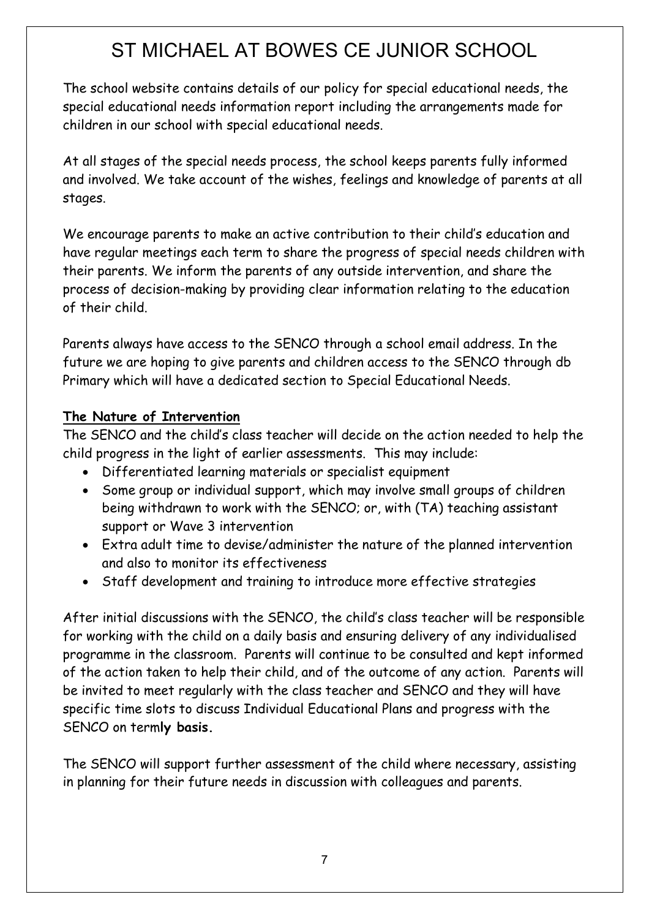# ST MICHAEL AT BOWES CE JUNIOR SCHOOL

The school website contains details of our policy for special educational needs, the special educational needs information report including the arrangements made for children in our school with special educational needs.

At all stages of the special needs process, the school keeps parents fully informed and involved. We take account of the wishes, feelings and knowledge of parents at all stages.

We encourage parents to make an active contribution to their child's education and have regular meetings each term to share the progress of special needs children with their parents. We inform the parents of any outside intervention, and share the process of decision-making by providing clear information relating to the education of their child.

Parents always have access to the SENCO through a school email address. In the future we are hoping to give parents and children access to the SENCO through db Primary which will have a dedicated section to Special Educational Needs.

**The Nature of Intervention**

The SENCO and the child's class teacher will decide on the action needed to help the child progress in the light of earlier assessments. This may include:

- Differentiated learning materials or specialist equipment
- Some group or individual support, which may involve small groups of children being withdrawn to work with the SENCO; or, with (TA) teaching assistant support or Wave 3 intervention
- Extra adult time to devise/administer the nature of the planned intervention and also to monitor its effectiveness
- Staff development and training to introduce more effective strategies

After initial discussions with the SENCO, the child's class teacher will be responsible for working with the child on a daily basis and ensuring delivery of any individualised programme in the classroom. Parents will continue to be consulted and kept informed of the action taken to help their child, and of the outcome of any action. Parents will be invited to meet regularly with the class teacher and SENCO and they will have specific time slots to discuss Individual Educational Plans and progress with the SENCO on term**ly basis.**

The SENCO will support further assessment of the child where necessary, assisting in planning for their future needs in discussion with colleagues and parents.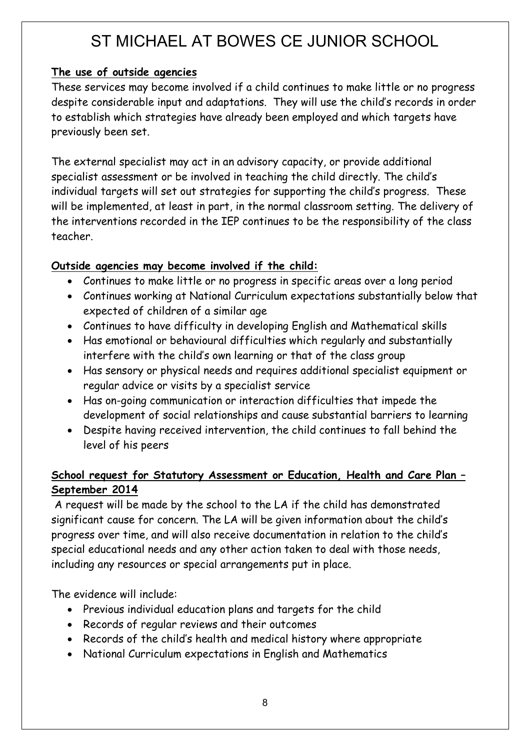# ST MICHAEL AT BOWES CE JUNIOR SCHOOL

**The use of outside agencies**

These services may become involved if a child continues to make little or no progress despite considerable input and adaptations. They will use the child's records in order to establish which strategies have already been employed and which targets have previously been set.

The external specialist may act in an advisory capacity, or provide additional specialist assessment or be involved in teaching the child directly. The child's individual targets will set out strategies for supporting the child's progress. These will be implemented, at least in part, in the normal classroom setting. The delivery of the interventions recorded in the IEP continues to be the responsibility of the class teacher.

**Outside agencies may become involved if the child:**

- Continues to make little or no progress in specific areas over a long period
- Continues working at National Curriculum expectations substantially below that expected of children of a similar age
- Continues to have difficulty in developing English and Mathematical skills
- Has emotional or behavioural difficulties which regularly and substantially interfere with the child's own learning or that of the class group
- Has sensory or physical needs and requires additional specialist equipment or regular advice or visits by a specialist service
- Has on-going communication or interaction difficulties that impede the development of social relationships and cause substantial barriers to learning
- Despite having received intervention, the child continues to fall behind the level of his peers

**School request for Statutory Assessment or Education, Health and Care Plan – September 2014**

A request will be made by the school to the LA if the child has demonstrated significant cause for concern. The LA will be given information about the child's progress over time, and will also receive documentation in relation to the child's special educational needs and any other action taken to deal with those needs, including any resources or special arrangements put in place.

The evidence will include:

- Previous individual education plans and targets for the child
- Records of regular reviews and their outcomes
- Records of the child's health and medical history where appropriate
- National Curriculum expectations in English and Mathematics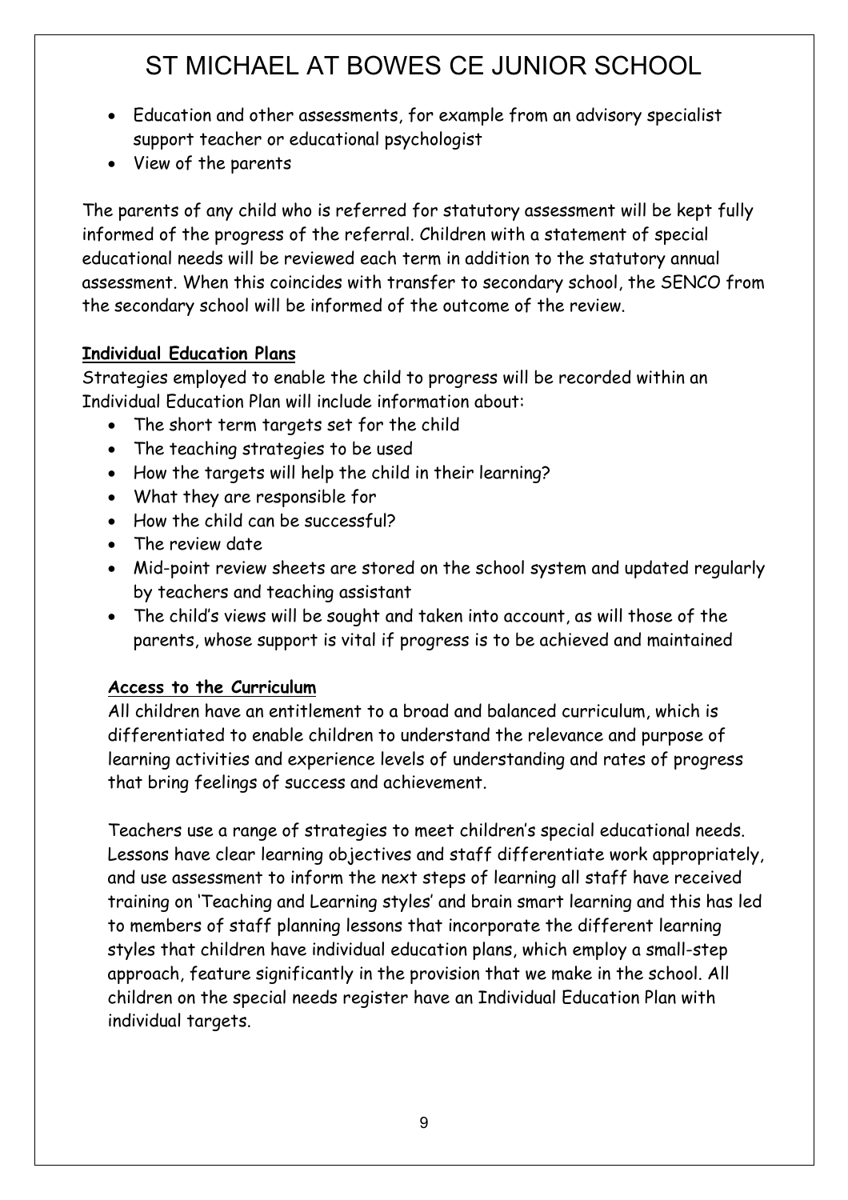- Education and other assessments, for example from an advisory specialist support teacher or educational psychologist
- View of the parents

The parents of any child who is referred for statutory assessment will be kept fully informed of the progress of the referral. Children with a statement of special educational needs will be reviewed each term in addition to the statutory annual assessment. When this coincides with transfer to secondary school, the SENCO from the secondary school will be informed of the outcome of the review.

**Individual Education Plans**

Strategies employed to enable the child to progress will be recorded within an Individual Education Plan will include information about:

- The short term targets set for the child
- The teaching strategies to be used
- How the targets will help the child in their learning?
- What they are responsible for
- How the child can be successful?
- The review date
- Mid-point review sheets are stored on the school system and updated regularly by teachers and teaching assistant
- The child's views will be sought and taken into account, as will those of the parents, whose support is vital if progress is to be achieved and maintained

**Access to the Curriculum**

All children have an entitlement to a broad and balanced curriculum, which is differentiated to enable children to understand the relevance and purpose of learning activities and experience levels of understanding and rates of progress that bring feelings of success and achievement.

Teachers use a range of strategies to meet children's special educational needs. Lessons have clear learning objectives and staff differentiate work appropriately, and use assessment to inform the next steps of learning all staff have received training on 'Teaching and Learning styles' and brain smart learning and this has led to members of staff planning lessons that incorporate the different learning styles that children have individual education plans, which employ a small-step approach, feature significantly in the provision that we make in the school. All children on the special needs register have an Individual Education Plan with individual targets.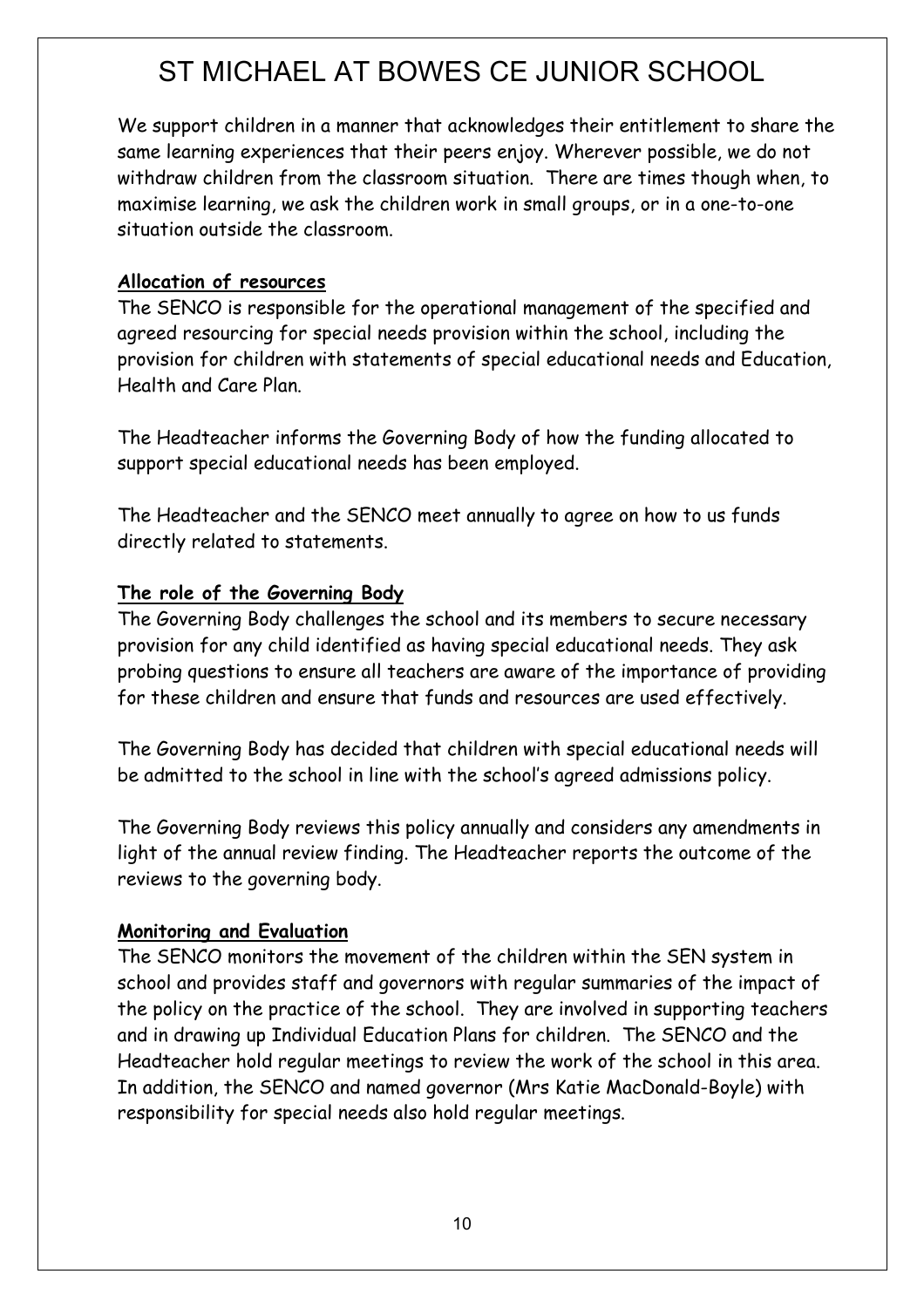# ST MICHAEL AT BOWES CE JUNIOR SCHOOL

We support children in a manner that acknowledges their entitlement to share the same learning experiences that their peers enjoy. Wherever possible, we do not withdraw children from the classroom situation. There are times though when, to maximise learning, we ask the children work in small groups, or in a one-to-one situation outside the classroom.

**Allocation of resources**

The SENCO is responsible for the operational management of the specified and agreed resourcing for special needs provision within the school, including the provision for children with statements of special educational needs and Education, Health and Care Plan.

The Headteacher informs the Governing Body of how the funding allocated to support special educational needs has been employed.

The Headteacher and the SENCO meet annually to agree on how to us funds directly related to statements.

**The role of the Governing Body**

The Governing Body challenges the school and its members to secure necessary provision for any child identified as having special educational needs. They ask probing questions to ensure all teachers are aware of the importance of providing for these children and ensure that funds and resources are used effectively.

The Governing Body has decided that children with special educational needs will be admitted to the school in line with the school's agreed admissions policy.

The Governing Body reviews this policy annually and considers any amendments in light of the annual review finding. The Headteacher reports the outcome of the reviews to the governing body.

**Monitoring and Evaluation**

The SENCO monitors the movement of the children within the SEN system in school and provides staff and governors with regular summaries of the impact of the policy on the practice of the school. They are involved in supporting teachers and in drawing up Individual Education Plans for children. The SENCO and the Headteacher hold regular meetings to review the work of the school in this area. In addition, the SENCO and named governor (Mrs Katie MacDonald-Boyle) with responsibility for special needs also hold regular meetings.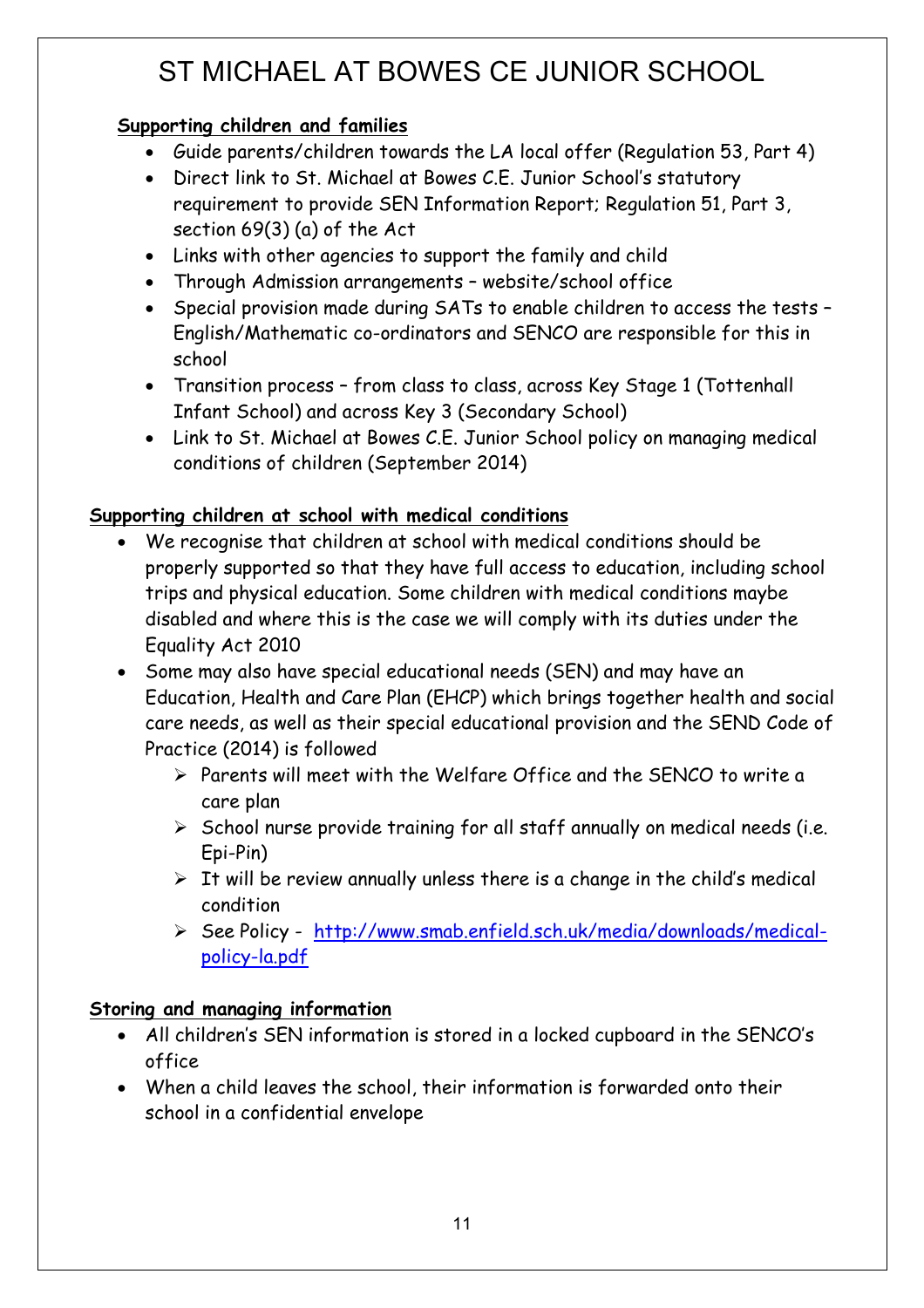# ST MICHAEL AT BOWES CE JUNIOR SCHOOL

**Supporting children and families**

- Guide parents/children towards the LA local offer (Regulation 53, Part 4)
- Direct link to St. Michael at Bowes C.E. Junior School's statutory requirement to provide SEN Information Report; Regulation 51, Part 3, section 69(3) (a) of the Act
- Links with other agencies to support the family and child
- Through Admission arrangements – website/school office
- Special provision made during SATs to enable children to access the tests – English/Mathematic co-ordinators and SENCO are responsible for this in school
- Transition process – from class to class, across Key Stage 1 (Tottenhall Infant School) and across Key 3 (Secondary School)
- Link to St. Michael at Bowes C.E. Junior School policy on managing medical conditions of children (September 2014)

**Supporting children at school with medical conditions**

- We recognise that children at school with medical conditions should be properly supported so that they have full access to education, including school trips and physical education. Some children with medical conditions maybe disabled and where this is the case we will comply with its duties under the Equality Act 2010
- Some may also have special educational needs (SEN) and may have an Education, Health and Care Plan (EHCP) which brings together health and social care needs, as well as their special educational provision and the SEND Code of Practice (2014) is followed
  - Parents will meet with the Welfare Office and the SENCO to write a care plan
  - School nurse provide training for all staff annually on medical needs (i.e. Epi-Pin)
  - It will be review annually unless there is a change in the child's medical condition
  - See Policy - [http://www.smab.enfield.sch.uk/media/downloads/medical-policy-la.pdf](http://www.smab.enfield.sch.uk/media/downloads/medical-policy-la.pdf)

**Storing and managing information**

- All children's SEN information is stored in a locked cupboard in the SENCO's office
- When a child leaves the school, their information is forwarded onto their school in a confidential envelope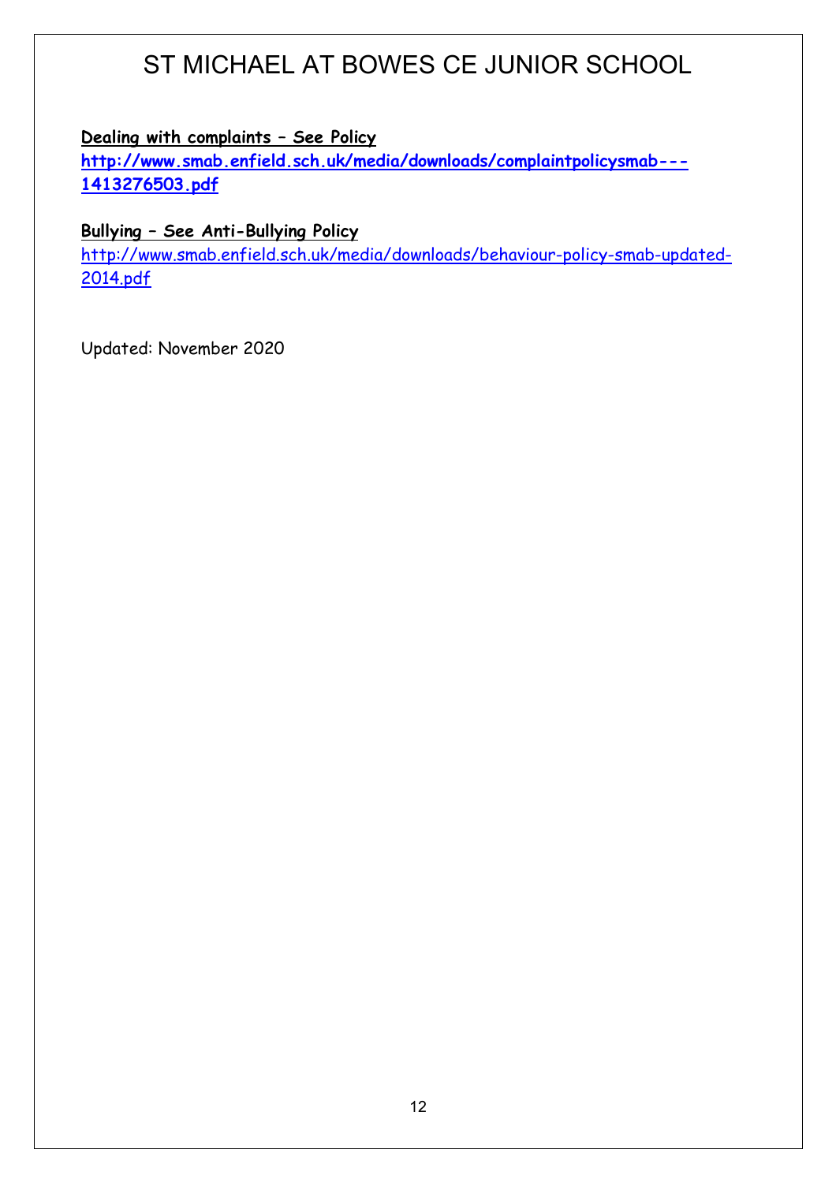**Dealing with complaints – See Policy**

**http://www.smab.enfield.sch.uk/media/downloads/complaintpolicysmab---1413276503.pdf**

**Bullying – See Anti-Bullying Policy**

http://www.smab.enfield.sch.uk/media/downloads/behaviour-policy-smab-updated-2014.pdf

Updated: November 2020